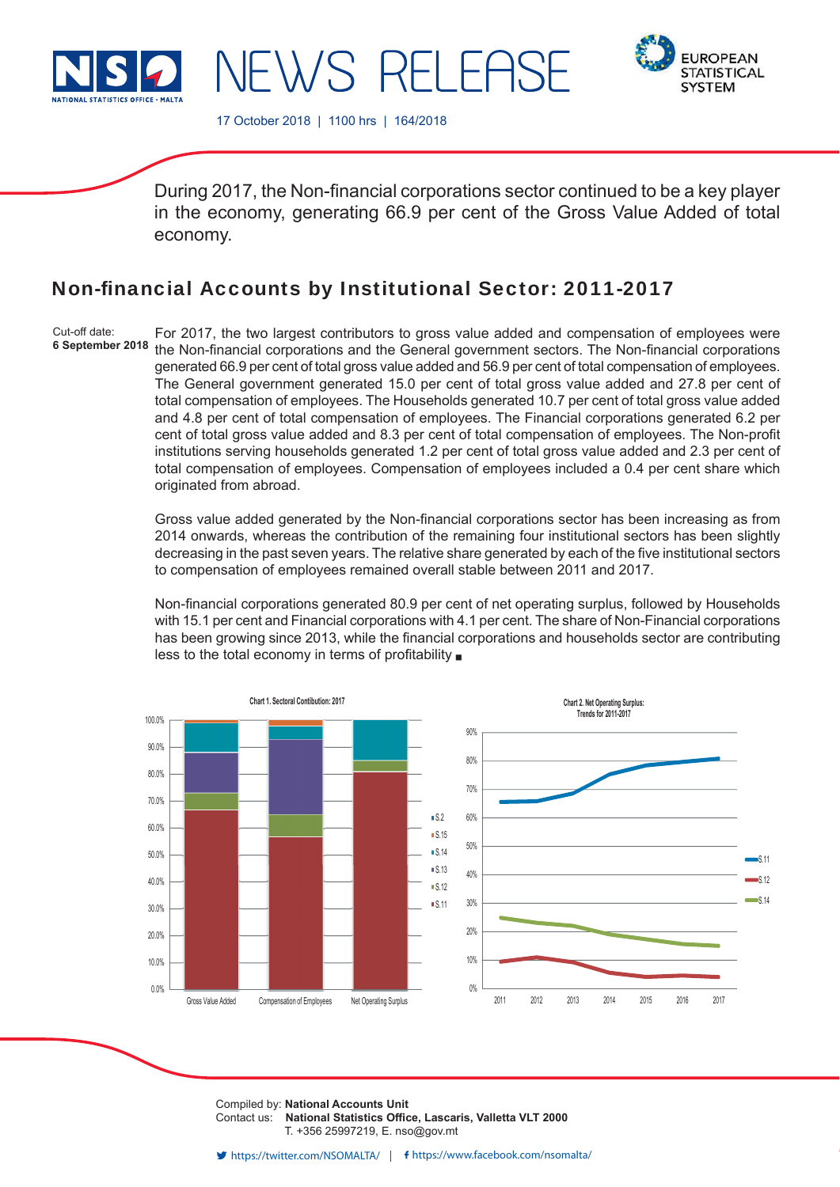NSO NATIONAL STATISTICS OFFICE • MALTA

# NEWS RELEASE

EUROPEAN STATISTICAL SYSTEM

17 October 2018 | 1100 hrs | 164/2018

During 2017, the Non-financial corporations sector continued to be a key player in the economy, generating 66.9 per cent of the Gross Value Added of total economy.

## Non-financial Accounts by Institutional Sector: 2011-2017

Cut-off date:
**6 September 2018**

For 2017, the two largest contributors to gross value added and compensation of employees were the Non-financial corporations and the General government sectors. The Non-financial corporations generated 66.9 per cent of total gross value added and 56.9 per cent of total compensation of employees. The General government generated 15.0 per cent of total gross value added and 27.8 per cent of total compensation of employees. The Households generated 10.7 per cent of total gross value added and 4.8 per cent of total compensation of employees. The Financial corporations generated 6.2 per cent of total gross value added and 8.3 per cent of total compensation of employees. The Non-profit institutions serving households generated 1.2 per cent of total gross value added and 2.3 per cent of total compensation of employees. Compensation of employees included a 0.4 per cent share which originated from abroad.

Gross value added generated by the Non-financial corporations sector has been increasing as from 2014 onwards, whereas the contribution of the remaining four institutional sectors has been slightly decreasing in the past seven years. The relative share generated by each of the five institutional sectors to compensation of employees remained overall stable between 2011 and 2017.

Non-financial corporations generated 80.9 per cent of net operating surplus, followed by Households with 15.1 per cent and Financial corporations with 4.1 per cent. The share of Non-Financial corporations has been growing since 2013, while the financial corporations and households sector are contributing less to the total economy in terms of profitability ■

Chart 1. Sectoral Contibution: 2017

Chart 2. Net Operating Surplus: Trends for 2011-2017

Compiled by: **National Accounts Unit**
Contact us: **National Statistics Office, Lascaris, Valletta VLT 2000**
T. +356 25997219, E. nso@gov.mt

https://twitter.com/NSOMALTA/ | https://www.facebook.com/nsomalta/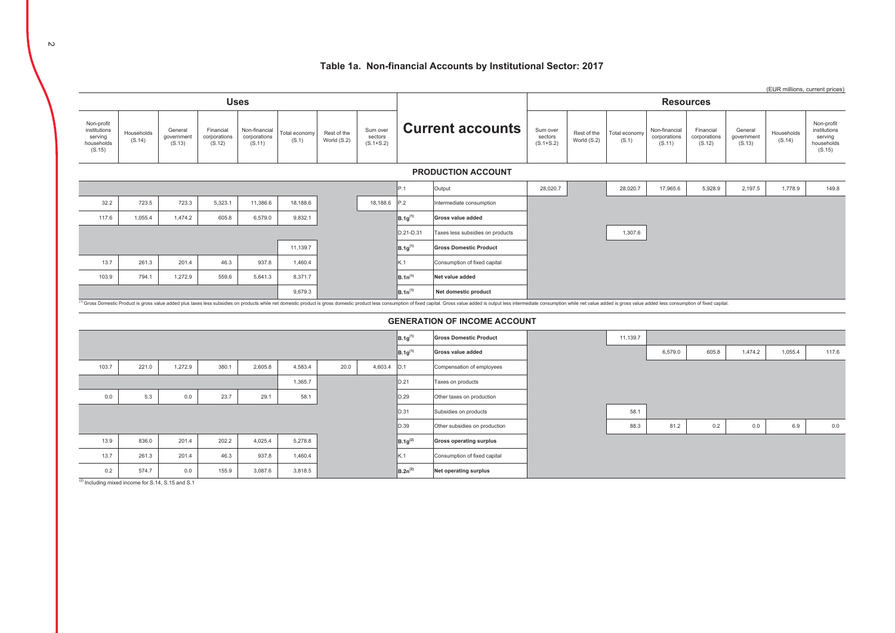# Table 1a. Non-financial Accounts by Institutional Sector: 2017

(EUR millions, current prices)

| Uses | | | | | | | | Current accounts | | Resources | | | | | | | |
|---|---|---|---|---|---|---|---|---|---|---|---|---|---|---|---|---|---|
| Non-profit institutions serving households (S.15) | Households (S.14) | General government (S.13) | Financial corporations (S.12) | Non-financial corporations (S.11) | Total economy (S.1) | Rest of the World (S.2) | Sum over sectors (S.1+S.2) | | | Sum over sectors (S.1+S.2) | Rest of the World (S.2) | Total economy (S.1) | Non-financial corporations (S.11) | Financial corporations (S.12) | General government (S.13) | Households (S.14) | Non-profit institutions serving households (S.15) |
| | | | | | | | | **PRODUCTION ACCOUNT** | | | | | | | | | |
| | | | | | | | | P.1 | Output | 28,020.7 | | 28,020.7 | 17,965.6 | 5,928.9 | 2,197.5 | 1,778.9 | 149.8 |
| 32.2 | 723.5 | 723.3 | 5,323.1 | 11,386.6 | 18,188.6 | | 18,188.6 | P.2 | Intermediate consumption | | | | | | | | |
| 117.6 | 1,055.4 | 1,474.2 | 605.8 | 6,579.0 | 9,832.1 | | | B.1g[1] | **Gross value added** | | | | | | | | |
| | | | | | | | | D.21-D.31 | Taxes less subsidies on products | | | 1,307.6 | | | | | |
| | | | | | 11,139.7 | | | B.1g[1] | **Gross Domestic Product** | | | | | | | | |
| 13.7 | 261.3 | 201.4 | 46.3 | 937.8 | 1,460.4 | | | K.1 | Consumption of fixed capital | | | | | | | | |
| 103.9 | 794.1 | 1,272.9 | 559.6 | 5,641.3 | 8,371.7 | | | B.1n[1] | **Net value added** | | | | | | | | |
| | | | | | 9,679.3 | | | B.1n[1] | **Net domestic product** | | | | | | | | |

[1] Gross Domestic Product is gross value added plus taxes less subsidies on products while net domestic product is gross domestic product less consumption of fixed capital. Gross value added is output less intermediate consumption while net value added is gross value added less consumption of fixed capital.

| Uses | | | | | | | | Current accounts | | Resources | | | | | | | |
|---|---|---|---|---|---|---|---|---|---|---|---|---|---|---|---|---|---|
| Non-profit institutions serving households (S.15) | Households (S.14) | General government (S.13) | Financial corporations (S.12) | Non-financial corporations (S.11) | Total economy (S.1) | Rest of the World (S.2) | Sum over sectors (S.1+S.2) | | | Sum over sectors (S.1+S.2) | Rest of the World (S.2) | Total economy (S.1) | Non-financial corporations (S.11) | Financial corporations (S.12) | General government (S.13) | Households (S.14) | Non-profit institutions serving households (S.15) |
| | | | | | | | | **GENERATION OF INCOME ACCOUNT** | | | | | | | | | |
| | | | | | | | | B.1g[1] | **Gross Domestic Product** | | | 11,139.7 | | | | | |
| | | | | | | | | B.1g[1] | **Gross value added** | | | | 6,579.0 | 605.8 | 1,474.2 | 1,055.4 | 117.6 |
| 103.7 | 221.0 | 1,272.9 | 380.1 | 2,605.8 | 4,583.4 | 20.0 | 4,603.4 | D.1 | Compensation of employees | | | | | | | | |
| | | | | | 1,365.7 | | | D.21 | Taxes on products | | | | | | | | |
| 0.0 | 5.3 | 0.0 | 23.7 | 29.1 | 58.1 | | | D.29 | Other taxes on production | | | | | | | | |
| | | | | | | | | D.31 | Subsidies on products | | | 58.1 | | | | | |
| | | | | | | | | D.39 | Other subsidies on production | | | 88.3 | 81.2 | 0.2 | 0.0 | 6.9 | 0.0 |
| 13.9 | 836.0 | 201.4 | 202.2 | 4,025.4 | 5,278.8 | | | B.1g[2] | **Gross operating surplus** | | | | | | | | |
| 13.7 | 261.3 | 201.4 | 46.3 | 937.8 | 1,460.4 | | | K.1 | Consumption of fixed capital | | | | | | | | |
| 0.2 | 574.7 | 0.0 | 155.9 | 3,087.6 | 3,818.5 | | | B.2n[2] | **Net operating surplus** | | | | | | | | |

[2] Including mixed income for S.14, S.15 and S.1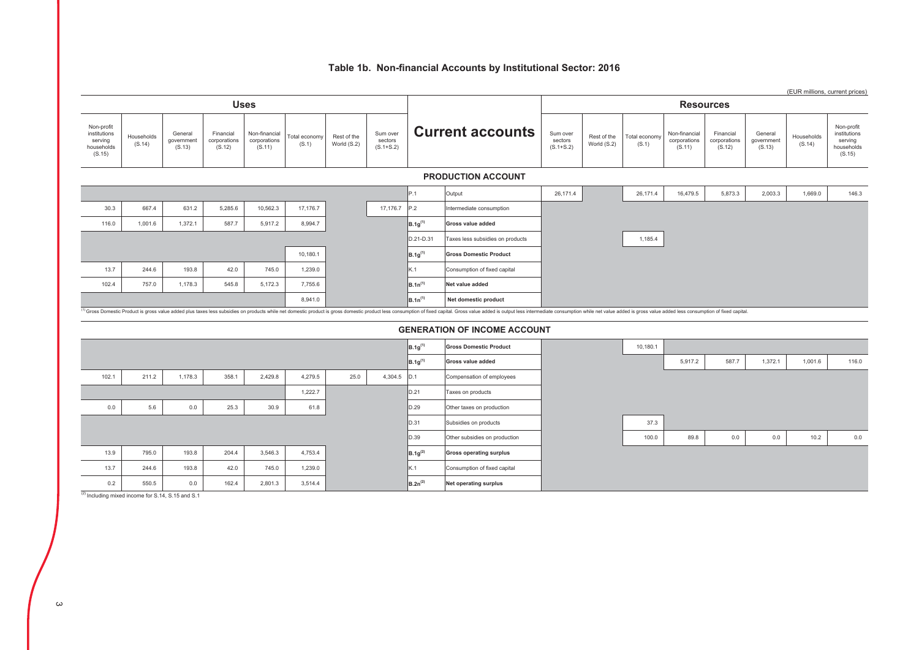# Table 1b. Non-financial Accounts by Institutional Sector: 2016

(EUR millions, current prices)

| Uses | | | | | | | | Current accounts | | Resources | | | | | | | |
|---|---|---|---|---|---|---|---|---|---|---|---|---|---|---|---|---|---|
| Non-profit institutions serving households (S.15) | Households (S.14) | General government (S.13) | Financial corporations (S.12) | Non-financial corporations (S.11) | Total economy (S.1) | Rest of the World (S.2) | Sum over sectors (S.1+S.2) | | | Sum over sectors (S.1+S.2) | Rest of the World (S.2) | Total economy (S.1) | Non-financial corporations (S.11) | Financial corporations (S.12) | General government (S.13) | Households (S.14) | Non-profit institutions serving households (S.15) |
| | | | | | | | | | **PRODUCTION ACCOUNT** | | | | | | | | |
| | | | | | | | | P.1 | Output | 26,171.4 | | 26,171.4 | 16,479.5 | 5,873.3 | 2,003.3 | 1,669.0 | 146.3 |
| 30.3 | 667.4 | 631.2 | 5,285.6 | 10,562.3 | 17,176.7 | | 17,176.7 | P.2 | Intermediate consumption | | | | | | | | |
| 116.0 | 1,001.6 | 1,372.1 | 587.7 | 5,917.2 | 8,994.7 | | | B.1g[1] | **Gross value added** | | | | | | | | |
| | | | | | | | | D.21-D.31 | Taxes less subsidies on products | | | 1,185.4 | | | | | |
| | | | | | 10,180.1 | | | B.1g[1] | **Gross Domestic Product** | | | | | | | | |
| 13.7 | 244.6 | 193.8 | 42.0 | 745.0 | 1,239.0 | | | K.1 | Consumption of fixed capital | | | | | | | | |
| 102.4 | 757.0 | 1,178.3 | 545.8 | 5,172.3 | 7,755.6 | | | B.1n[1] | **Net value added** | | | | | | | | |
| | | | | | 8,941.0 | | | B.1n[1] | **Net domestic product** | | | | | | | | |

[1] Gross Domestic Product is gross value added plus taxes less subsidies on products while net domestic product is gross domestic product less consumption of fixed capital. Gross value added is output less intermediate consumption while net value added is gross value added less consumption of fixed capital.

| Uses | | | | | | | | Current accounts | | Resources | | | | | | | |
|---|---|---|---|---|---|---|---|---|---|---|---|---|---|---|---|---|---|
| Non-profit institutions serving households (S.15) | Households (S.14) | General government (S.13) | Financial corporations (S.12) | Non-financial corporations (S.11) | Total economy (S.1) | Rest of the World (S.2) | Sum over sectors (S.1+S.2) | | | Sum over sectors (S.1+S.2) | Rest of the World (S.2) | Total economy (S.1) | Non-financial corporations (S.11) | Financial corporations (S.12) | General government (S.13) | Households (S.14) | Non-profit institutions serving households (S.15) |
| | | | | | | | | | **GENERATION OF INCOME ACCOUNT** | | | | | | | | |
| | | | | | | | | B.1g[1] | **Gross Domestic Product** | | | 10,180.1 | | | | | |
| | | | | | | | | B.1g[1] | **Gross value added** | | | | 5,917.2 | 587.7 | 1,372.1 | 1,001.6 | 116.0 |
| 102.1 | 211.2 | 1,178.3 | 358.1 | 2,429.8 | 4,279.5 | 25.0 | 4,304.5 | D.1 | Compensation of employees | | | | | | | | |
| | | | | | 1,222.7 | | | D.21 | Taxes on products | | | | | | | | |
| 0.0 | 5.6 | 0.0 | 25.3 | 30.9 | 61.8 | | | D.29 | Other taxes on production | | | | | | | | |
| | | | | | | | | D.31 | Subsidies on products | | | 37.3 | | | | | |
| | | | | | | | | D.39 | Other subsidies on production | | | 100.0 | 89.8 | 0.0 | 0.0 | 10.2 | 0.0 |
| 13.9 | 795.0 | 193.8 | 204.4 | 3,546.3 | 4,753.4 | | | B.1g[2] | **Gross operating surplus** | | | | | | | | |
| 13.7 | 244.6 | 193.8 | 42.0 | 745.0 | 1,239.0 | | | K.1 | Consumption of fixed capital | | | | | | | | |
| 0.2 | 550.5 | 0.0 | 162.4 | 2,801.3 | 3,514.4 | | | B.2n[2] | **Net operating surplus** | | | | | | | | |

[2] Including mixed income for S.14, S.15 and S.1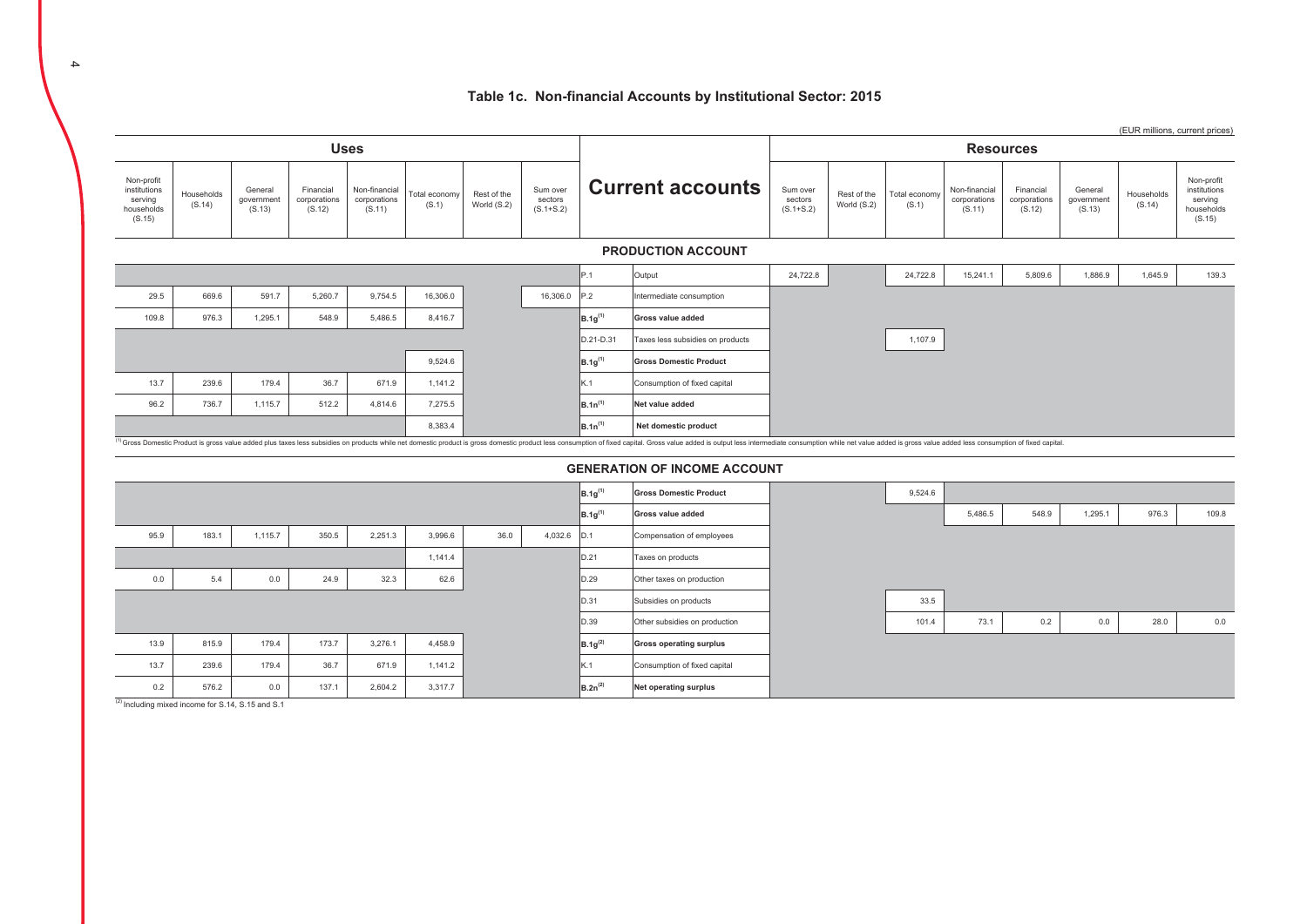# Table 1c. Non-financial Accounts by Institutional Sector: 2015

(EUR millions, current prices)

| Uses | | | | | | | | Current accounts | | Resources | | | | | | | |
|---|---|---|---|---|---|---|---|---|---|---|---|---|---|---|---|---|---|
| Non-profit institutions serving households (S.15) | Households (S.14) | General government (S.13) | Financial corporations (S.12) | Non-financial corporations (S.11) | Total economy (S.1) | Rest of the World (S.2) | Sum over sectors (S.1+S.2) | | | Sum over sectors (S.1+S.2) | Rest of the World (S.2) | Total economy (S.1) | Non-financial corporations (S.11) | Financial corporations (S.12) | General government (S.13) | Households (S.14) | Non-profit institutions serving households (S.15) |
| | | | | | | | | **PRODUCTION ACCOUNT** | | | | | | | | | |
| | | | | | | | | P.1 | Output | 24,722.8 | | 24,722.8 | 15,241.1 | 5,809.6 | 1,886.9 | 1,645.9 | 139.3 |
| 29.5 | 669.6 | 591.7 | 5,260.7 | 9,754.5 | 16,306.0 | | 16,306.0 | P.2 | Intermediate consumption | | | | | | | | |
| 109.8 | 976.3 | 1,295.1 | 548.9 | 5,486.5 | 8,416.7 | | | **B.1g[1]** | **Gross value added** | | | | | | | | |
| | | | | | | | | D.21-D.31 | Taxes less subsidies on products | | | 1,107.9 | | | | | |
| | | | | | 9,524.6 | | | **B.1g[1]** | **Gross Domestic Product** | | | | | | | | |
| 13.7 | 239.6 | 179.4 | 36.7 | 671.9 | 1,141.2 | | | K.1 | Consumption of fixed capital | | | | | | | | |
| 96.2 | 736.7 | 1,115.7 | 512.2 | 4,814.6 | 7,275.5 | | | **B.1n[1]** | **Net value added** | | | | | | | | |
| | | | | | 8,383.4 | | | **B.1n[1]** | **Net domestic product** | | | | | | | | |

[1] Gross Domestic Product is gross value added plus taxes less subsidies on products while net domestic product is gross domestic product less consumption of fixed capital. Gross value added is output less intermediate consumption while net value added is gross value added less consumption of fixed capital.

| Uses | | | | | | | | Current accounts | | Resources | | | | | | | |
|---|---|---|---|---|---|---|---|---|---|---|---|---|---|---|---|---|---|
| Non-profit institutions serving households (S.15) | Households (S.14) | General government (S.13) | Financial corporations (S.12) | Non-financial corporations (S.11) | Total economy (S.1) | Rest of the World (S.2) | Sum over sectors (S.1+S.2) | | | Sum over sectors (S.1+S.2) | Rest of the World (S.2) | Total economy (S.1) | Non-financial corporations (S.11) | Financial corporations (S.12) | General government (S.13) | Households (S.14) | Non-profit institutions serving households (S.15) |
| | | | | | | | | **GENERATION OF INCOME ACCOUNT** | | | | | | | | | |
| | | | | | | | | **B.1g[1]** | **Gross Domestic Product** | | | 9,524.6 | | | | | |
| | | | | | | | | **B.1g[1]** | **Gross value added** | | | | 5,486.5 | 548.9 | 1,295.1 | 976.3 | 109.8 |
| 95.9 | 183.1 | 1,115.7 | 350.5 | 2,251.3 | 3,996.6 | 36.0 | 4,032.6 | D.1 | Compensation of employees | | | | | | | | |
| | | | | | 1,141.4 | | | D.21 | Taxes on products | | | | | | | | |
| 0.0 | 5.4 | 0.0 | 24.9 | 32.3 | 62.6 | | | D.29 | Other taxes on production | | | | | | | | |
| | | | | | | | | D.31 | Subsidies on products | | | 33.5 | | | | | |
| | | | | | | | | D.39 | Other subsidies on production | | | 101.4 | 73.1 | 0.2 | 0.0 | 28.0 | 0.0 |
| 13.9 | 815.9 | 179.4 | 173.7 | 3,276.1 | 4,458.9 | | | **B.1g[2]** | **Gross operating surplus** | | | | | | | | |
| 13.7 | 239.6 | 179.4 | 36.7 | 671.9 | 1,141.2 | | | K.1 | Consumption of fixed capital | | | | | | | | |
| 0.2 | 576.2 | 0.0 | 137.1 | 2,604.2 | 3,317.7 | | | **B.2n[2]** | **Net operating surplus** | | | | | | | | |

[2] Including mixed income for S.14, S.15 and S.1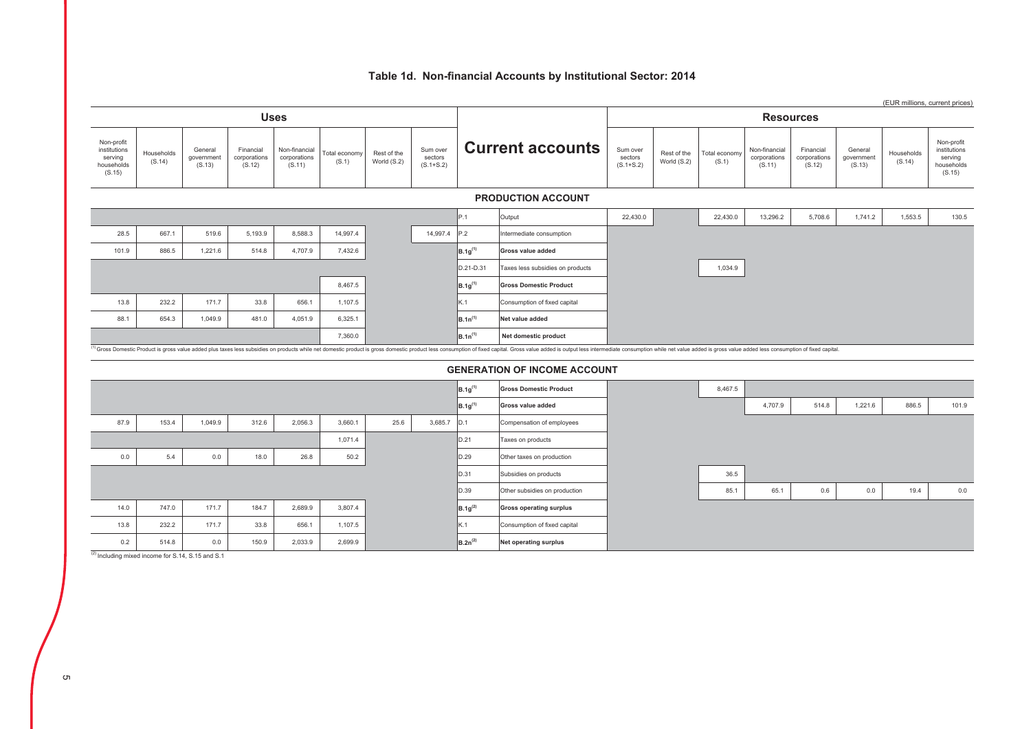# Table 1d. Non-financial Accounts by Institutional Sector: 2014

(EUR millions, current prices)

| Uses | | | | | | | | Current accounts | | Resources | | | | | | | |
|---|---|---|---|---|---|---|---|---|---|---|---|---|---|---|---|---|---|
| Non-profit institutions serving households (S.15) | Households (S.14) | General government (S.13) | Financial corporations (S.12) | Non-financial corporations (S.11) | Total economy (S.1) | Rest of the World (S.2) | Sum over sectors (S.1+S.2) | | | Sum over sectors (S.1+S.2) | Rest of the World (S.2) | Total economy (S.1) | Non-financial corporations (S.11) | Financial corporations (S.12) | General government (S.13) | Households (S.14) | Non-profit institutions serving households (S.15) |
| | | | | | | | | **PRODUCTION ACCOUNT** | | | | | | | | | |
| | | | | | | | | P.1 | Output | 22,430.0 | | 22,430.0 | 13,296.2 | 5,708.6 | 1,741.2 | 1,553.5 | 130.5 |
| 28.5 | 667.1 | 519.6 | 5,193.9 | 8,588.3 | 14,997.4 | | 14,997.4 | P.2 | Intermediate consumption | | | | | | | | |
| 101.9 | 886.5 | 1,221.6 | 514.8 | 4,707.9 | 7,432.6 | | | B.1g[1] | **Gross value added** | | | | | | | | |
| | | | | | | | | D.21-D.31 | Taxes less subsidies on products | | | 1,034.9 | | | | | |
| | | | | | 8,467.5 | | | B.1g[1] | **Gross Domestic Product** | | | | | | | | |
| 13.8 | 232.2 | 171.7 | 33.8 | 656.1 | 1,107.5 | | | K.1 | Consumption of fixed capital | | | | | | | | |
| 88.1 | 654.3 | 1,049.9 | 481.0 | 4,051.9 | 6,325.1 | | | B.1n[1] | **Net value added** | | | | | | | | |
| | | | | | 7,360.0 | | | B.1n[1] | **Net domestic product** | | | | | | | | |
| | | | | | | | | **GENERATION OF INCOME ACCOUNT** | | | | | | | | | |
| | | | | | | | | B.1g[1] | **Gross Domestic Product** | | | 8,467.5 | | | | | |
| | | | | | | | | B.1g[1] | **Gross value added** | | | | 4,707.9 | 514.8 | 1,221.6 | 886.5 | 101.9 |
| 87.9 | 153.4 | 1,049.9 | 312.6 | 2,056.3 | 3,660.1 | 25.6 | 3,685.7 | D.1 | Compensation of employees | | | | | | | | |
| | | | | | 1,071.4 | | | D.21 | Taxes on products | | | | | | | | |
| 0.0 | 5.4 | 0.0 | 18.0 | 26.8 | 50.2 | | | D.29 | Other taxes on production | | | | | | | | |
| | | | | | | | | D.31 | Subsidies on products | | | 36.5 | | | | | |
| | | | | | | | | D.39 | Other subsidies on production | | | 85.1 | 65.1 | 0.6 | 0.0 | 19.4 | 0.0 |
| 14.0 | 747.0 | 171.7 | 184.7 | 2,689.9 | 3,807.4 | | | B.1g[2] | **Gross operating surplus** | | | | | | | | |
| 13.8 | 232.2 | 171.7 | 33.8 | 656.1 | 1,107.5 | | | K.1 | Consumption of fixed capital | | | | | | | | |
| 0.2 | 514.8 | 0.0 | 150.9 | 2,033.9 | 2,699.9 | | | B.2n[2] | **Net operating surplus** | | | | | | | | |

[1] Gross Domestic Product is gross value added plus taxes less subsidies on products while net domestic product is gross domestic product less consumption of fixed capital. Gross value added is output less intermediate consumption while net value added is gross value added less consumption of fixed capital.

[2] Including mixed income for S.14, S.15 and S.1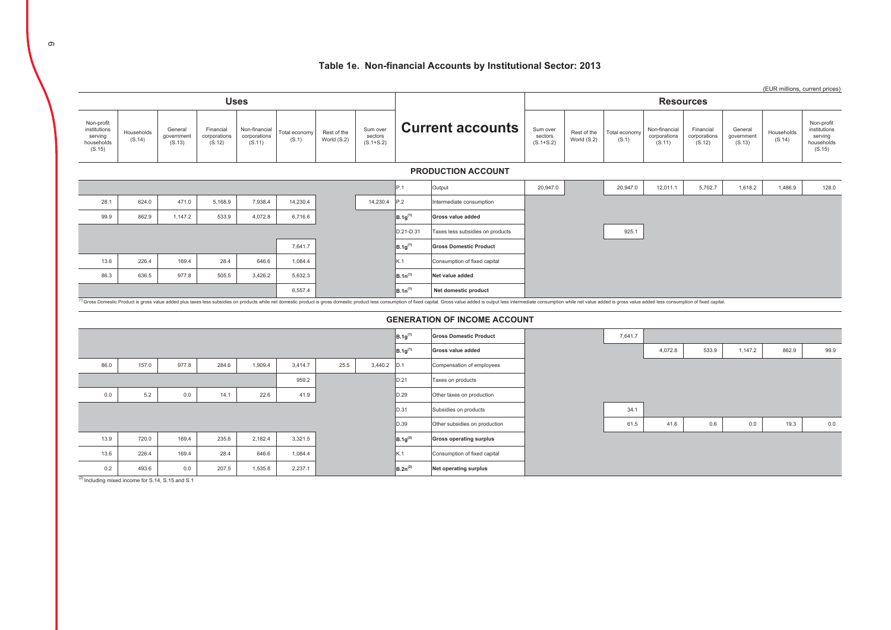# Table 1e. Non-financial Accounts by Institutional Sector: 2013

(EUR millions, current prices)

| Uses | | | | | | | | Current accounts | | Resources | | | | | | | |
|---|---|---|---|---|---|---|---|---|---|---|---|---|---|---|---|---|---|
| Non-profit institutions serving households (S.15) | Households (S.14) | General government (S.13) | Financial corporations (S.12) | Non-financial corporations (S.11) | Total economy (S.1) | Rest of the World (S.2) | Sum over sectors (S.1+S.2) | | | Sum over sectors (S.1+S.2) | Rest of the World (S.2) | Total economy (S.1) | Non-financial corporations (S.11) | Financial corporations (S.12) | General government (S.13) | Households (S.14) | Non-profit institutions serving households (S.15) |
| | | | | | | | | **PRODUCTION ACCOUNT** | | | | | | | | | |
| | | | | | | | | P.1 | Output | 20,947.0 | | 20,947.0 | 12,011.1 | 5,702.7 | 1,618.2 | 1,486.9 | 128.0 |
| 28.1 | 624.0 | 471.0 | 5,168.9 | 7,938.4 | 14,230.4 | | 14,230.4 | P.2 | Intermediate consumption | | | | | | | | |
| 99.9 | 862.9 | 1,147.2 | 533.9 | 4,072.8 | 6,716.6 | | | B.1g[1] | **Gross value added** | | | | | | | | |
| | | | | | | | | D.21-D.31 | Taxes less subsidies on products | | | 925.1 | | | | | |
| | | | | | 7,641.7 | | | B.1g[1] | **Gross Domestic Product** | | | | | | | | |
| 13.6 | 226.4 | 169.4 | 28.4 | 646.6 | 1,084.4 | | | K.1 | Consumption of fixed capital | | | | | | | | |
| 86.3 | 636.5 | 977.8 | 505.5 | 3,426.2 | 5,632.3 | | | B.1n[1] | **Net value added** | | | | | | | | |
| | | | | | 6,557.4 | | | B.1n[1] | **Net domestic product** | | | | | | | | |
| | | | | | | | | **GENERATION OF INCOME ACCOUNT** | | | | | | | | | |
| | | | | | | | | B.1g[1] | **Gross Domestic Product** | | | 7,641.7 | | | | | |
| | | | | | | | | B.1g[1] | **Gross value added** | | | | 4,072.8 | 533.9 | 1,147.2 | 862.9 | 99.9 |
| 86.0 | 157.0 | 977.8 | 284.6 | 1,909.4 | 3,414.7 | 25.5 | 3,440.2 | D.1 | Compensation of employees | | | | | | | | |
| | | | | | 959.2 | | | D.21 | Taxes on products | | | | | | | | |
| 0.0 | 5.2 | 0.0 | 14.1 | 22.6 | 41.9 | | | D.29 | Other taxes on production | | | | | | | | |
| | | | | | | | | D.31 | Subsidies on products | | | 34.1 | | | | | |
| | | | | | | | | D.39 | Other subsidies on production | | | 61.5 | 41.6 | 0.6 | 0.0 | 19.3 | 0.0 |
| 13.9 | 720.0 | 169.4 | 235.8 | 2,182.4 | 3,321.5 | | | B.1g[2] | **Gross operating surplus** | | | | | | | | |
| 13.6 | 226.4 | 169.4 | 28.4 | 646.6 | 1,084.4 | | | K.1 | Consumption of fixed capital | | | | | | | | |
| 0.2 | 493.6 | 0.0 | 207.5 | 1,535.8 | 2,237.1 | | | B.2n[2] | **Net operating surplus** | | | | | | | | |

[1] Gross Domestic Product is gross value added plus taxes less subsidies on products while net domestic product is gross domestic product less consumption of fixed capital. Gross value added is output less intermediate consumption while net value added is gross value added less consumption of fixed capital.

[2] Including mixed income for S.14, S.15 and S.1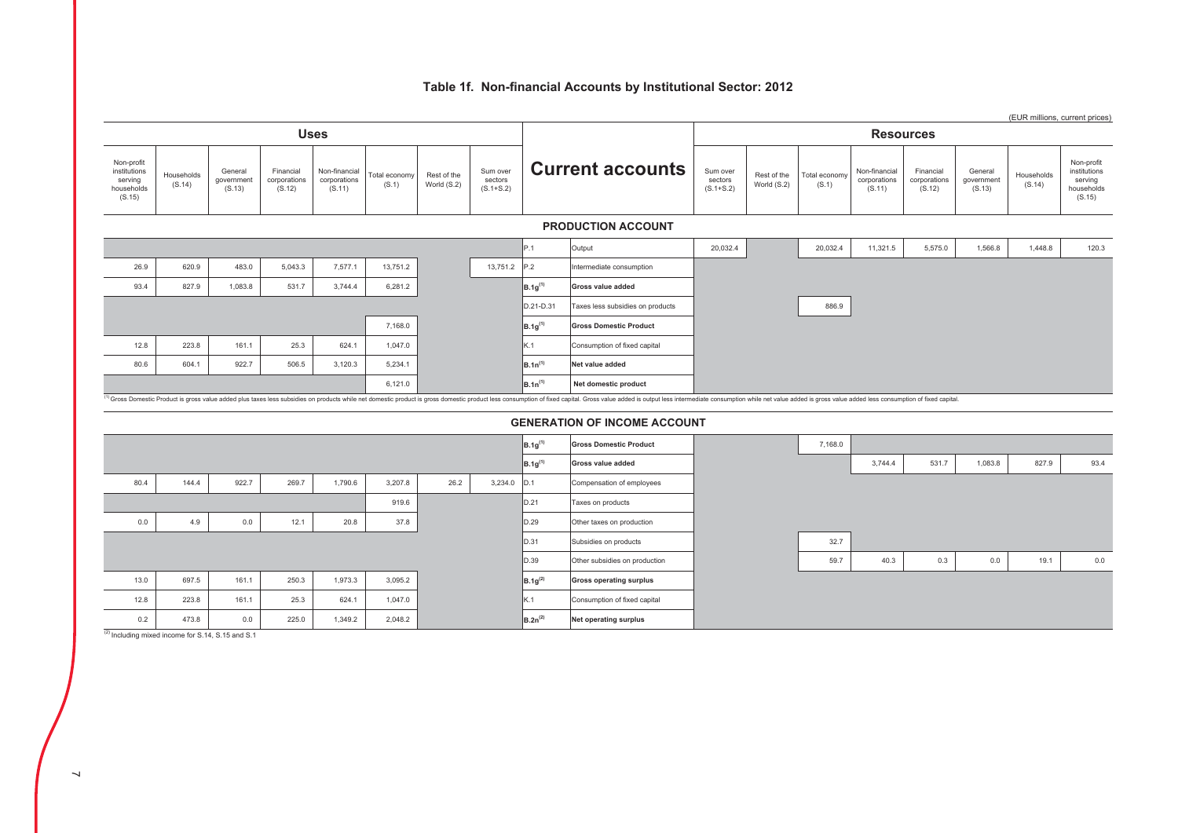# Table 1f. Non-financial Accounts by Institutional Sector: 2012

(EUR millions, current prices)

| Uses | | | | | | | | Current accounts | | Resources | | | | | | | |
|---|---|---|---|---|---|---|---|---|---|---|---|---|---|---|---|---|---|
| Non-profit institutions serving households (S.15) | Households (S.14) | General government (S.13) | Financial corporations (S.12) | Non-financial corporations (S.11) | Total economy (S.1) | Rest of the World (S.2) | Sum over sectors (S.1+S.2) | | | Sum over sectors (S.1+S.2) | Rest of the World (S.2) | Total economy (S.1) | Non-financial corporations (S.11) | Financial corporations (S.12) | General government (S.13) | Households (S.14) | Non-profit institutions serving households (S.15) |
| | | | | | | | | **PRODUCTION ACCOUNT** | | | | | | | | | |
| | | | | | | | | P.1 | Output | 20,032.4 | | 20,032.4 | 11,321.5 | 5,575.0 | 1,566.8 | 1,448.8 | 120.3 |
| 26.9 | 620.9 | 483.0 | 5,043.3 | 7,577.1 | 13,751.2 | | 13,751.2 | P.2 | Intermediate consumption | | | | | | | | |
| 93.4 | 827.9 | 1,083.8 | 531.7 | 3,744.4 | 6,281.2 | | | B.1g[1] | **Gross value added** | | | | | | | | |
| | | | | | | | | D.21-D.31 | Taxes less subsidies on products | | | 886.9 | | | | | |
| | | | | | 7,168.0 | | | B.1g[1] | **Gross Domestic Product** | | | | | | | | |
| 12.8 | 223.8 | 161.1 | 25.3 | 624.1 | 1,047.0 | | | K.1 | Consumption of fixed capital | | | | | | | | |
| 80.6 | 604.1 | 922.7 | 506.5 | 3,120.3 | 5,234.1 | | | B.1n[1] | **Net value added** | | | | | | | | |
| | | | | | 6,121.0 | | | B.1n[1] | **Net domestic product** | | | | | | | | |

[1] Gross Domestic Product is gross value added plus taxes less subsidies on products while net domestic product is gross domestic product less consumption of fixed capital. Gross value added is output less intermediate consumption while net value added is gross value added less consumption of fixed capital.

| Uses | | | | | | | | Current accounts | | Resources | | | | | | | |
|---|---|---|---|---|---|---|---|---|---|---|---|---|---|---|---|---|---|
| Non-profit institutions serving households (S.15) | Households (S.14) | General government (S.13) | Financial corporations (S.12) | Non-financial corporations (S.11) | Total economy (S.1) | Rest of the World (S.2) | Sum over sectors (S.1+S.2) | | | Sum over sectors (S.1+S.2) | Rest of the World (S.2) | Total economy (S.1) | Non-financial corporations (S.11) | Financial corporations (S.12) | General government (S.13) | Households (S.14) | Non-profit institutions serving households (S.15) |
| | | | | | | | | **GENERATION OF INCOME ACCOUNT** | | | | | | | | | |
| | | | | | | | | B.1g[1] | **Gross Domestic Product** | | | 7,168.0 | | | | | |
| | | | | | | | | B.1g[1] | **Gross value added** | | | | 3,744.4 | 531.7 | 1,083.8 | 827.9 | 93.4 |
| 80.4 | 144.4 | 922.7 | 269.7 | 1,790.6 | 3,207.8 | 26.2 | 3,234.0 | D.1 | Compensation of employees | | | | | | | | |
| | | | | | 919.6 | | | D.21 | Taxes on products | | | | | | | | |
| 0.0 | 4.9 | 0.0 | 12.1 | 20.8 | 37.8 | | | D.29 | Other taxes on production | | | | | | | | |
| | | | | | | | | D.31 | Subsidies on products | | | 32.7 | | | | | |
| | | | | | | | | D.39 | Other subsidies on production | | | 59.7 | 40.3 | 0.3 | 0.0 | 19.1 | 0.0 |
| 13.0 | 697.5 | 161.1 | 250.3 | 1,973.3 | 3,095.2 | | | B.1g[2] | **Gross operating surplus** | | | | | | | | |
| 12.8 | 223.8 | 161.1 | 25.3 | 624.1 | 1,047.0 | | | K.1 | Consumption of fixed capital | | | | | | | | |
| 0.2 | 473.8 | 0.0 | 225.0 | 1,349.2 | 2,048.2 | | | B.2n[2] | **Net operating surplus** | | | | | | | | |

[2] Including mixed income for S.14, S.15 and S.1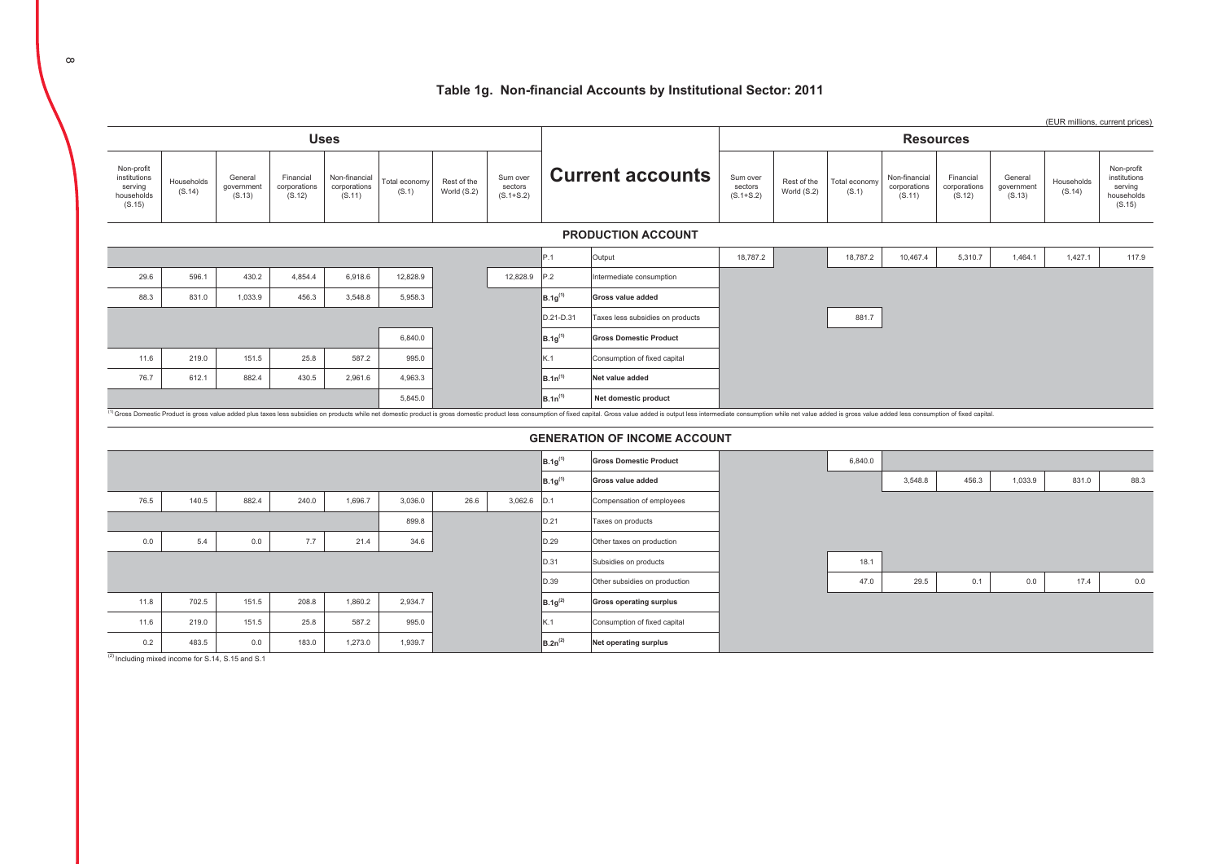# Table 1g. Non-financial Accounts by Institutional Sector: 2011

(EUR millions, current prices)

| Uses | | | | | | | | Current accounts | | Resources | | | | | | | |
|---|---|---|---|---|---|---|---|---|---|---|---|---|---|---|---|---|---|
| Non-profit institutions serving households (S.15) | Households (S.14) | General government (S.13) | Financial corporations (S.12) | Non-financial corporations (S.11) | Total economy (S.1) | Rest of the World (S.2) | Sum over sectors (S.1+S.2) | | | Sum over sectors (S.1+S.2) | Rest of the World (S.2) | Total economy (S.1) | Non-financial corporations (S.11) | Financial corporations (S.12) | General government (S.13) | Households (S.14) | Non-profit institutions serving households (S.15) |
| | | | | | | | | **PRODUCTION ACCOUNT** | | | | | | | | | |
| | | | | | | | | P.1 | Output | 18,787.2 | | 18,787.2 | 10,467.4 | 5,310.7 | 1,464.1 | 1,427.1 | 117.9 |
| 29.6 | 596.1 | 430.2 | 4,854.4 | 6,918.6 | 12,828.9 | | 12,828.9 | P.2 | Intermediate consumption | | | | | | | | |
| 88.3 | 831.0 | 1,033.9 | 456.3 | 3,548.8 | 5,958.3 | | | B.1g[1] | **Gross value added** | | | | | | | | |
| | | | | | | | | D.21-D.31 | Taxes less subsidies on products | | | 881.7 | | | | | |
| | | | | | 6,840.0 | | | B.1g[1] | **Gross Domestic Product** | | | | | | | | |
| 11.6 | 219.0 | 151.5 | 25.8 | 587.2 | 995.0 | | | K.1 | Consumption of fixed capital | | | | | | | | |
| 76.7 | 612.1 | 882.4 | 430.5 | 2,961.6 | 4,963.3 | | | B.1n[1] | **Net value added** | | | | | | | | |
| | | | | | 5,845.0 | | | B.1n[1] | **Net domestic product** | | | | | | | | |
| | | | | | | | | **GENERATION OF INCOME ACCOUNT** | | | | | | | | | |
| | | | | | | | | B.1g[1] | **Gross Domestic Product** | | | 6,840.0 | | | | | |
| | | | | | | | | B.1g[1] | **Gross value added** | | | | 3,548.8 | 456.3 | 1,033.9 | 831.0 | 88.3 |
| 76.5 | 140.5 | 882.4 | 240.0 | 1,696.7 | 3,036.0 | 26.6 | 3,062.6 | D.1 | Compensation of employees | | | | | | | | |
| | | | | | 899.8 | | | D.21 | Taxes on products | | | | | | | | |
| 0.0 | 5.4 | 0.0 | 7.7 | 21.4 | 34.6 | | | D.29 | Other taxes on production | | | | | | | | |
| | | | | | | | | D.31 | Subsidies on products | | | 18.1 | | | | | |
| | | | | | | | | D.39 | Other subsidies on production | | | 47.0 | 29.5 | 0.1 | 0.0 | 17.4 | 0.0 |
| 11.8 | 702.5 | 151.5 | 208.8 | 1,860.2 | 2,934.7 | | | B.1g[2] | **Gross operating surplus** | | | | | | | | |
| 11.6 | 219.0 | 151.5 | 25.8 | 587.2 | 995.0 | | | K.1 | Consumption of fixed capital | | | | | | | | |
| 0.2 | 483.5 | 0.0 | 183.0 | 1,273.0 | 1,939.7 | | | B.2n[2] | **Net operating surplus** | | | | | | | | |

[1] Gross Domestic Product is gross value added plus taxes less subsidies on products while net domestic product is gross domestic product less consumption of fixed capital. Gross value added is output less intermediate consumption while net value added is gross value added less consumption of fixed capital.

[2] Including mixed income for S.14, S.15 and S.1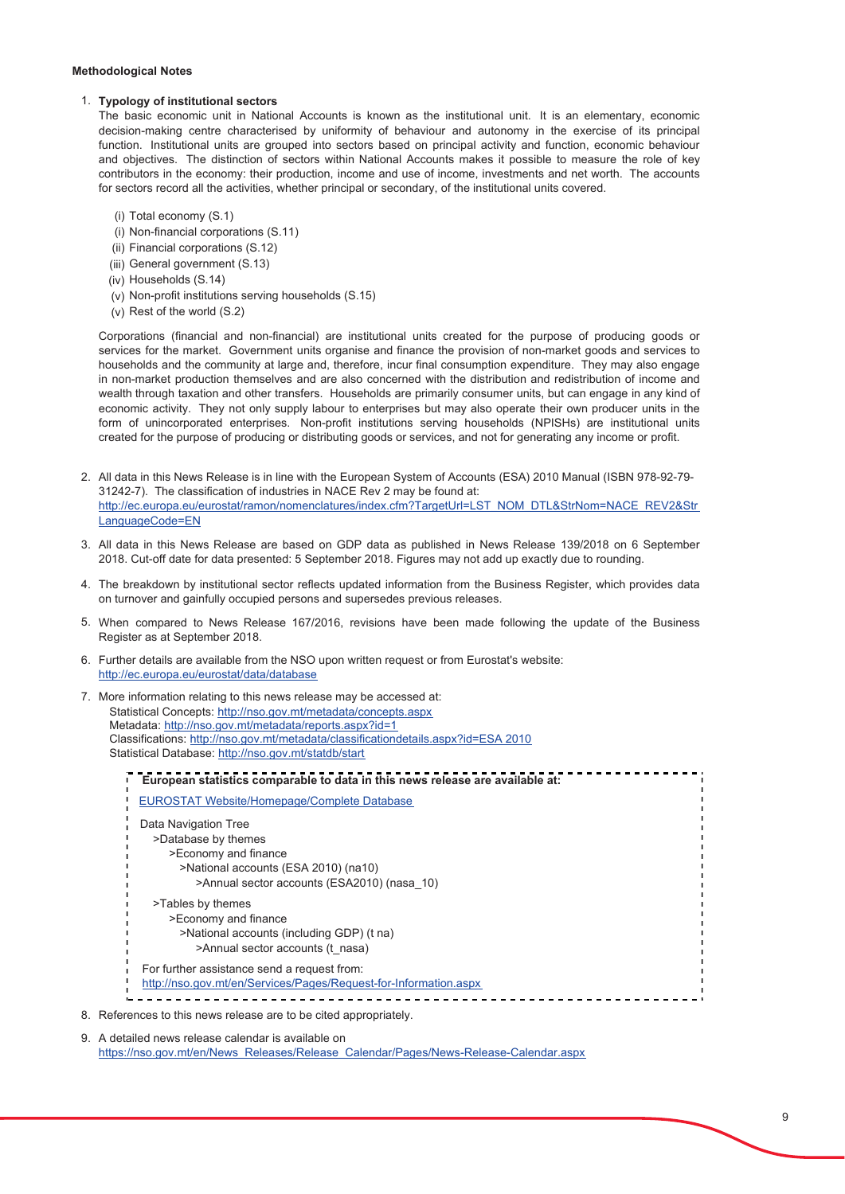**Methodological Notes**

1. **Typology of institutional sectors**
   The basic economic unit in National Accounts is known as the institutional unit. It is an elementary, economic decision-making centre characterised by uniformity of behaviour and autonomy in the exercise of its principal function. Institutional units are grouped into sectors based on principal activity and function, economic behaviour and objectives. The distinction of sectors within National Accounts makes it possible to measure the role of key contributors in the economy: their production, income and use of income, investments and net worth. The accounts for sectors record all the activities, whether principal or secondary, of the institutional units covered.

   (i) Total economy (S.1)
   (i) Non-financial corporations (S.11)
   (ii) Financial corporations (S.12)
   (iii) General government (S.13)
   (iv) Households (S.14)
   (v) Non-profit institutions serving households (S.15)
   (v) Rest of the world (S.2)

   Corporations (financial and non-financial) are institutional units created for the purpose of producing goods or services for the market. Government units organise and finance the provision of non-market goods and services to households and the community at large and, therefore, incur final consumption expenditure. They may also engage in non-market production themselves and are also concerned with the distribution and redistribution of income and wealth through taxation and other transfers. Households are primarily consumer units, but can engage in any kind of economic activity. They not only supply labour to enterprises but may also operate their own producer units in the form of unincorporated enterprises. Non-profit institutions serving households (NPISHs) are institutional units created for the purpose of producing or distributing goods or services, and not for generating any income or profit.

2. All data in this News Release is in line with the European System of Accounts (ESA) 2010 Manual (ISBN 978-92-79-31242-7). The classification of industries in NACE Rev 2 may be found at: http://ec.europa.eu/eurostat/ramon/nomenclatures/index.cfm?TargetUrl=LST_NOM_DTL&StrNom=NACE_REV2&StrLanguageCode=EN

3. All data in this News Release are based on GDP data as published in News Release 139/2018 on 6 September 2018. Cut-off date for data presented: 5 September 2018. Figures may not add up exactly due to rounding.

4. The breakdown by institutional sector reflects updated information from the Business Register, which provides data on turnover and gainfully occupied persons and supersedes previous releases.

5. When compared to News Release 167/2016, revisions have been made following the update of the Business Register as at September 2018.

6. Further details are available from the NSO upon written request or from Eurostat's website: http://ec.europa.eu/eurostat/data/database

7. More information relating to this news release may be accessed at:
   Statistical Concepts: http://nso.gov.mt/metadata/concepts.aspx
   Metadata: http://nso.gov.mt/metadata/reports.aspx?id=1
   Classifications: http://nso.gov.mt/metadata/classificationdetails.aspx?id=ESA 2010
   Statistical Database: http://nso.gov.mt/statdb/start

   **European statistics comparable to data in this news release are available at:**

   EUROSTAT Website/Homepage/Complete Database

   Data Navigation Tree
   >Database by themes
   >Economy and finance
   >National accounts (ESA 2010) (na10)
   >Annual sector accounts (ESA2010) (nasa_10)

   >Tables by themes
   >Economy and finance
   >National accounts (including GDP) (t na)
   >Annual sector accounts (t_nasa)

   For further assistance send a request from:
   http://nso.gov.mt/en/Services/Pages/Request-for-Information.aspx

8. References to this news release are to be cited appropriately.

9. A detailed news release calendar is available on https://nso.gov.mt/en/News_Releases/Release_Calendar/Pages/News-Release-Calendar.aspx